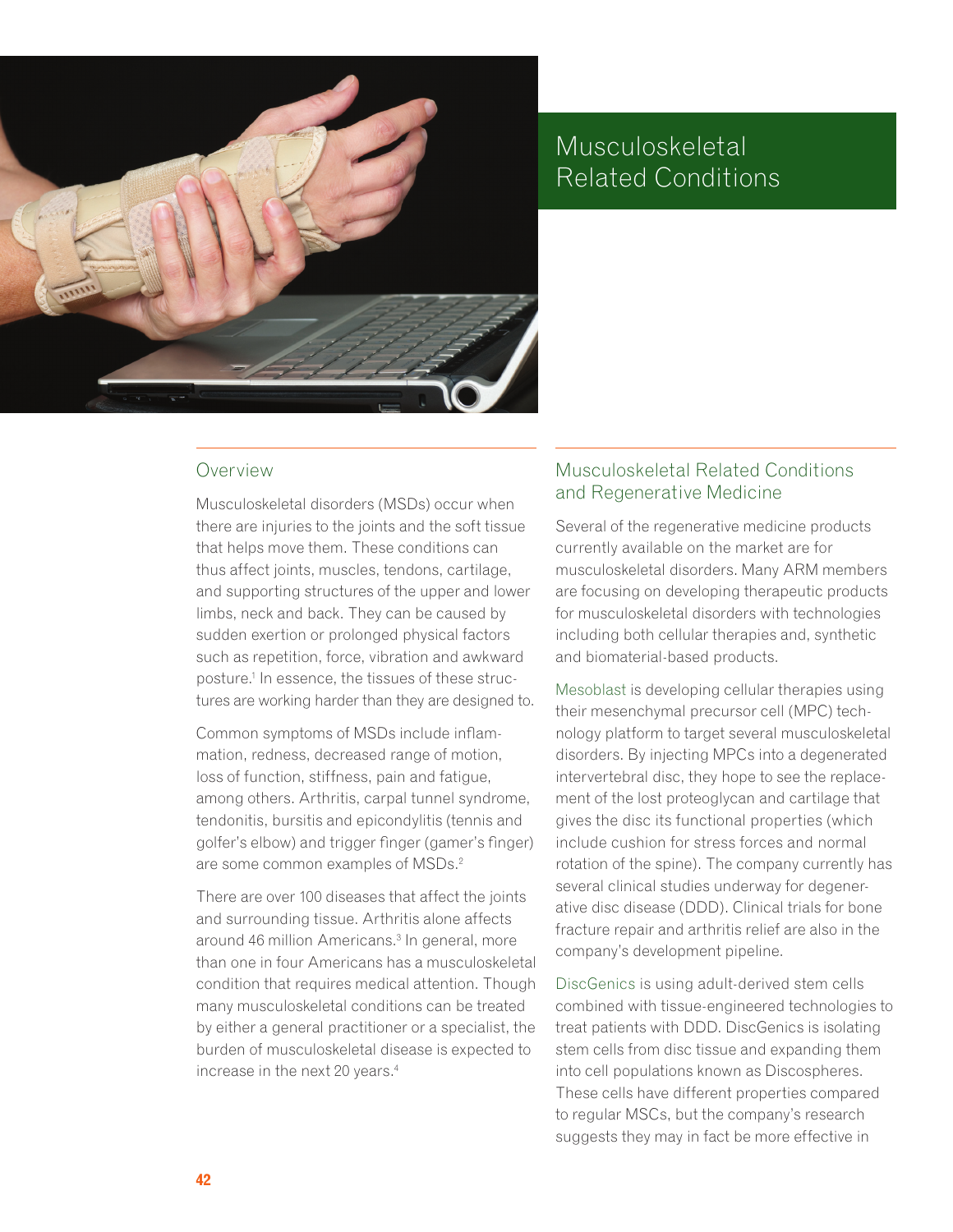# Musculoskeletal Related Conditions

## Overview

Musculoskeletal disorders (MSDs) occur when there are injuries to the joints and the soft tissue that helps move them. These conditions can thus affect joints, muscles, tendons, cartilage, and supporting structures of the upper and lower limbs, neck and back. They can be caused by sudden exertion or prolonged physical factors such as repetition, force, vibration and awkward posture.[1] In essence, the tissues of these structures are working harder than they are designed to.

Common symptoms of MSDs include inflammation, redness, decreased range of motion, loss of function, stiffness, pain and fatigue, among others. Arthritis, carpal tunnel syndrome, tendonitis, bursitis and epicondylitis (tennis and golfer's elbow) and trigger finger (gamer's finger) are some common examples of MSDs.[2]

There are over 100 diseases that affect the joints and surrounding tissue. Arthritis alone affects around 46 million Americans.[3] In general, more than one in four Americans has a musculoskeletal condition that requires medical attention. Though many musculoskeletal conditions can be treated by either a general practitioner or a specialist, the burden of musculoskeletal disease is expected to increase in the next 20 years.[4]

## Musculoskeletal Related Conditions and Regenerative Medicine

Several of the regenerative medicine products currently available on the market are for musculoskeletal disorders. Many ARM members are focusing on developing therapeutic products for musculoskeletal disorders with technologies including both cellular therapies and, synthetic and biomaterial-based products.

Mesoblast is developing cellular therapies using their mesenchymal precursor cell (MPC) technology platform to target several musculoskeletal disorders. By injecting MPCs into a degenerated intervertebral disc, they hope to see the replacement of the lost proteoglycan and cartilage that gives the disc its functional properties (which include cushion for stress forces and normal rotation of the spine). The company currently has several clinical studies underway for degenerative disc disease (DDD). Clinical trials for bone fracture repair and arthritis relief are also in the company's development pipeline.

DiscGenics is using adult-derived stem cells combined with tissue-engineered technologies to treat patients with DDD. DiscGenics is isolating stem cells from disc tissue and expanding them into cell populations known as Discospheres. These cells have different properties compared to regular MSCs, but the company's research suggests they may in fact be more effective in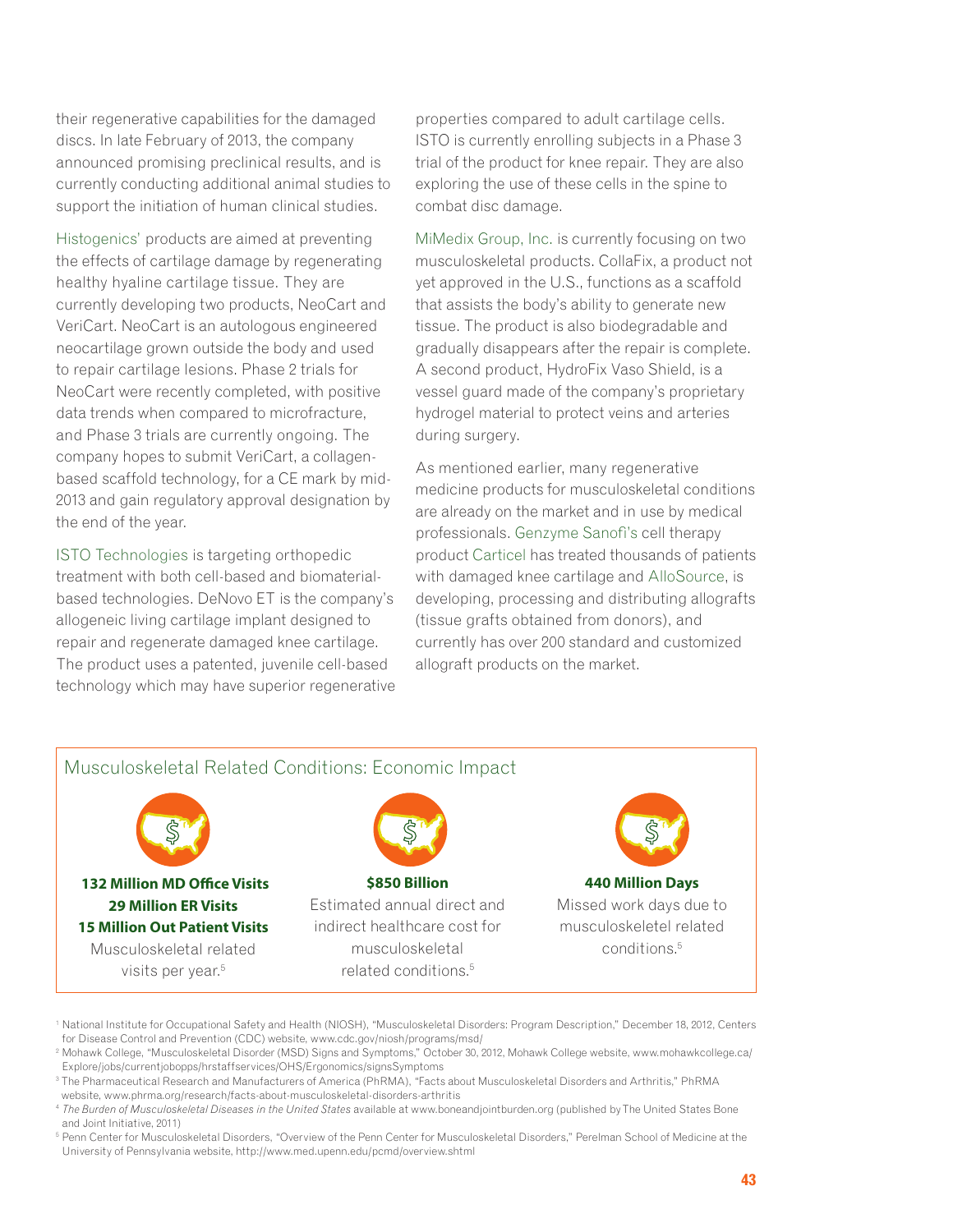their regenerative capabilities for the damaged discs. In late February of 2013, the company announced promising preclinical results, and is currently conducting additional animal studies to support the initiation of human clinical studies.

Histogenics' products are aimed at preventing the effects of cartilage damage by regenerating healthy hyaline cartilage tissue. They are currently developing two products, NeoCart and VeriCart. NeoCart is an autologous engineered neocartilage grown outside the body and used to repair cartilage lesions. Phase 2 trials for NeoCart were recently completed, with positive data trends when compared to microfracture, and Phase 3 trials are currently ongoing. The company hopes to submit VeriCart, a collagen-based scaffold technology, for a CE mark by mid-2013 and gain regulatory approval designation by the end of the year.

ISTO Technologies is targeting orthopedic treatment with both cell-based and biomaterial-based technologies. DeNovo ET is the company's allogeneic living cartilage implant designed to repair and regenerate damaged knee cartilage. The product uses a patented, juvenile cell-based technology which may have superior regenerative properties compared to adult cartilage cells. ISTO is currently enrolling subjects in a Phase 3 trial of the product for knee repair. They are also exploring the use of these cells in the spine to combat disc damage.

MiMedix Group, Inc. is currently focusing on two musculoskeletal products. CollaFix, a product not yet approved in the U.S., functions as a scaffold that assists the body's ability to generate new tissue. The product is also biodegradable and gradually disappears after the repair is complete. A second product, HydroFix Vaso Shield, is a vessel guard made of the company's proprietary hydrogel material to protect veins and arteries during surgery.

As mentioned earlier, many regenerative medicine products for musculoskeletal conditions are already on the market and in use by medical professionals. Genzyme Sanofi's cell therapy product Carticel has treated thousands of patients with damaged knee cartilage and AlloSource, is developing, processing and distributing allografts (tissue grafts obtained from donors), and currently has over 200 standard and customized allograft products on the market.

## Musculoskeletal Related Conditions: Economic Impact

**132 Million MD Office Visits**
**29 Million ER Visits**
**15 Million Out Patient Visits**
Musculoskeletal related visits per year.[5]

**$850 Billion**
Estimated annual direct and indirect healthcare cost for musculoskeletal related conditions.[5]

**440 Million Days**
Missed work days due to musculoskeletel related conditions.[5]

---

[1] National Institute for Occupational Safety and Health (NIOSH), "Musculoskeletal Disorders: Program Description," December 18, 2012, Centers for Disease Control and Prevention (CDC) website, www.cdc.gov/niosh/programs/msd/

[2] Mohawk College, "Musculoskeletal Disorder (MSD) Signs and Symptoms," October 30, 2012, Mohawk College website, www.mohawkcollege.ca/Explore/jobs/currentjobopps/hrstaffservices/OHS/Ergonomics/signsSymptoms

[3] The Pharmaceutical Research and Manufacturers of America (PhRMA), "Facts about Musculoskeletal Disorders and Arthritis," PhRMA website, www.phrma.org/research/facts-about-musculoskeletal-disorders-arthritis

[4] *The Burden of Musculoskeletal Diseases in the United States* available at www.boneandjointburden.org (published by The United States Bone and Joint Initiative, 2011)

[5] Penn Center for Musculoskeletal Disorders, "Overview of the Penn Center for Musculoskeletal Disorders," Perelman School of Medicine at the University of Pennsylvania website, http://www.med.upenn.edu/pcmd/overview.shtml